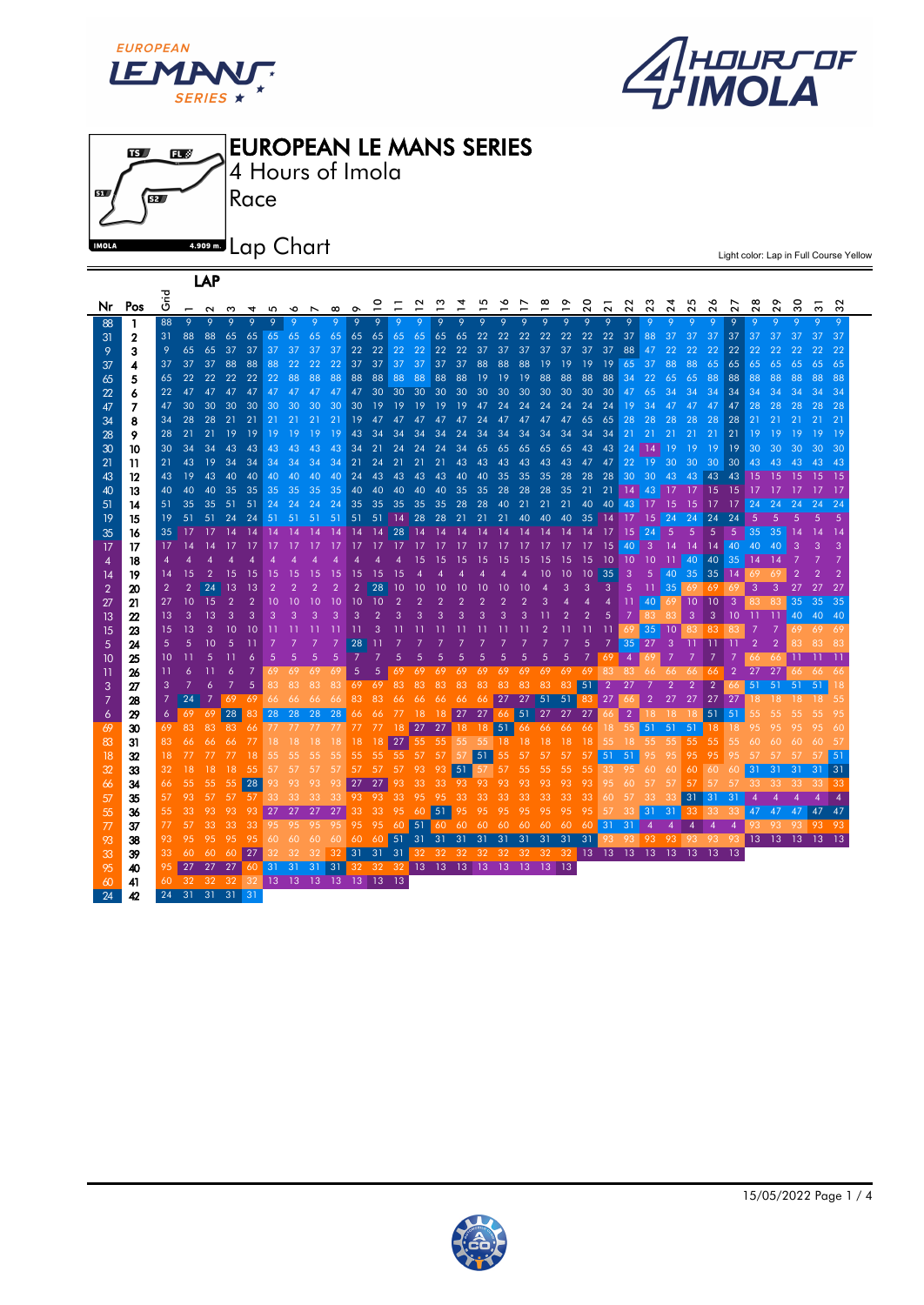# EUROPEAN LE MANS SERIES

4 Hours of Imola

Race

IMOLA 4.909 m.

## Lap Chart

Light color: Lap in Full Course Yellow

| Nr | Pos | Grid | 1 | 2 | 3 | 4 | 5 | 6 | 7 | 8 | 9 | 10 | 11 | 12 | 13 | 14 | 15 | 16 | 17 | 18 | 19 | 20 | 21 | 22 | 23 | 24 | 25 | 26 | 27 | 28 | 29 | 30 | 31 | 32 |
|---|---|---|---|---|---|---|---|---|---|---|---|---|---|---|---|---|---|---|---|---|---|---|---|---|---|---|---|---|---|---|---|---|---|---|
| 88 | 1 | 88 | 9 | 9 | 9 | 9 | 9 | 9 | 9 | 9 | 9 | 9 | 9 | 9 | 9 | 9 | 9 | 9 | 9 | 9 | 9 | 9 | 9 | 9 | 9 | 9 | 9 | 9 | 9 | 9 | 9 | 9 | 9 | 9 |
| 31 | 2 | 31 | 88 | 88 | 65 | 65 | 65 | 65 | 65 | 65 | 65 | 65 | 65 | 65 | 65 | 65 | 22 | 22 | 22 | 22 | 22 | 22 | 22 | 37 | 88 | 37 | 37 | 37 | 37 | 37 | 37 | 37 | 37 | 37 |
| 9 | 3 | 9 | 65 | 65 | 37 | 37 | 37 | 37 | 37 | 37 | 22 | 22 | 22 | 22 | 22 | 22 | 37 | 37 | 37 | 37 | 37 | 37 | 37 | 88 | 47 | 22 | 22 | 22 | 22 | 22 | 22 | 22 | 22 | 22 |
| 37 | 4 | 37 | 37 | 37 | 88 | 88 | 88 | 22 | 22 | 22 | 37 | 37 | 37 | 37 | 37 | 37 | 88 | 88 | 88 | 19 | 19 | 19 | 19 | 65 | 37 | 88 | 88 | 65 | 65 | 65 | 65 | 65 | 65 | 65 |
| 65 | 5 | 65 | 22 | 22 | 22 | 22 | 22 | 88 | 88 | 88 | 88 | 88 | 88 | 88 | 88 | 88 | 19 | 19 | 19 | 88 | 88 | 88 | 88 | 34 | 22 | 65 | 65 | 88 | 88 | 88 | 88 | 88 | 88 | 88 |
| 22 | 6 | 22 | 47 | 47 | 47 | 47 | 47 | 47 | 47 | 47 | 47 | 30 | 30 | 30 | 30 | 30 | 30 | 30 | 30 | 30 | 30 | 30 | 30 | 47 | 65 | 34 | 34 | 34 | 34 | 34 | 34 | 34 | 34 | 34 |
| 47 | 7 | 47 | 30 | 30 | 30 | 30 | 30 | 30 | 30 | 30 | 30 | 19 | 19 | 19 | 19 | 19 | 47 | 24 | 24 | 24 | 24 | 24 | 24 | 19 | 34 | 47 | 47 | 47 | 47 | 28 | 28 | 28 | 28 | 28 |
| 34 | 8 | 34 | 28 | 28 | 21 | 21 | 21 | 21 | 21 | 21 | 19 | 47 | 47 | 47 | 47 | 47 | 24 | 47 | 47 | 47 | 47 | 65 | 65 | 28 | 28 | 28 | 28 | 28 | 28 | 21 | 21 | 21 | 21 | 21 |
| 28 | 9 | 28 | 21 | 21 | 19 | 19 | 19 | 19 | 19 | 19 | 43 | 34 | 34 | 34 | 34 | 24 | 34 | 34 | 34 | 34 | 34 | 34 | 21 | 21 | 21 | 21 | 21 | 21 | 21 | 19 | 19 | 19 | 19 | 19 |
| 30 | 10 | 30 | 34 | 34 | 43 | 43 | 43 | 43 | 43 | 43 | 34 | 21 | 24 | 24 | 24 | 34 | 65 | 65 | 65 | 65 | 65 | 43 | 43 | 24 | 14 | 19 | 19 | 19 | 19 | 30 | 30 | 30 | 30 | 30 |
| 21 | 11 | 21 | 43 | 19 | 34 | 34 | 34 | 34 | 34 | 34 | 21 | 24 | 21 | 21 | 21 | 43 | 43 | 43 | 43 | 43 | 43 | 47 | 47 | 22 | 19 | 30 | 30 | 30 | 30 | 43 | 43 | 43 | 43 | 43 |
| 43 | 12 | 43 | 19 | 43 | 40 | 40 | 40 | 40 | 40 | 40 | 24 | 43 | 43 | 43 | 43 | 40 | 40 | 35 | 35 | 35 | 28 | 28 | 28 | 30 | 30 | 43 | 43 | 43 | 43 | 15 | 15 | 15 | 15 | 15 |
| 40 | 13 | 40 | 40 | 40 | 35 | 35 | 35 | 35 | 35 | 35 | 40 | 40 | 40 | 40 | 40 | 35 | 35 | 28 | 28 | 28 | 35 | 21 | 21 | 14 | 43 | 17 | 17 | 15 | 15 | 17 | 17 | 17 | 17 | 17 |
| 51 | 14 | 51 | 35 | 35 | 51 | 51 | 24 | 24 | 24 | 24 | 35 | 35 | 35 | 35 | 35 | 28 | 28 | 40 | 21 | 21 | 21 | 40 | 40 | 43 | 17 | 15 | 15 | 17 | 17 | 24 | 24 | 24 | 24 | 24 |
| 19 | 15 | 19 | 51 | 51 | 24 | 24 | 51 | 51 | 51 | 51 | 51 | 51 | 14 | 28 | 28 | 21 | 21 | 21 | 40 | 40 | 40 | 35 | 14 | 17 | 15 | 24 | 24 | 24 | 24 | 5 | 5 | 5 | 5 | 5 |
| 35 | 16 | 35 | 17 | 17 | 14 | 14 | 14 | 14 | 14 | 14 | 14 | 14 | 28 | 14 | 14 | 14 | 14 | 14 | 14 | 14 | 14 | 14 | 17 | 15 | 24 | 5 | 5 | 5 | 5 | 35 | 35 | 14 | 14 | 14 |
| 17 | 17 | 17 | 14 | 14 | 17 | 17 | 17 | 17 | 17 | 17 | 17 | 17 | 17 | 17 | 17 | 17 | 17 | 17 | 17 | 17 | 17 | 17 | 15 | 40 | 3 | 14 | 14 | 14 | 40 | 40 | 40 | 3 | 3 | 3 |
| 4 | 18 | 4 | 4 | 4 | 4 | 4 | 4 | 4 | 4 | 4 | 4 | 4 | 4 | 15 | 15 | 15 | 15 | 15 | 15 | 15 | 15 | 15 | 10 | 10 | 10 | 11 | 40 | 40 | 35 | 14 | 14 | 7 | 7 | 7 |
| 14 | 19 | 14 | 15 | 2 | 15 | 15 | 15 | 15 | 15 | 15 | 15 | 15 | 15 | 4 | 4 | 4 | 4 | 4 | 4 | 10 | 10 | 10 | 35 | 3 | 5 | 40 | 35 | 35 | 14 | 69 | 69 | 2 | 2 | 2 |
| 2 | 20 | 2 | 2 | 24 | 13 | 13 | 2 | 2 | 2 | 2 | 2 | 28 | 10 | 10 | 10 | 10 | 10 | 10 | 10 | 4 | 3 | 3 | 3 | 5 | 11 | 35 | 69 | 69 | 69 | 3 | 3 | 27 | 27 | 27 |
| 27 | 21 | 27 | 10 | 15 | 2 | 2 | 10 | 10 | 10 | 10 | 10 | 10 | 2 | 2 | 2 | 2 | 2 | 2 | 2 | 3 | 4 | 4 | 4 | 11 | 40 | 69 | 10 | 10 | 3 | 83 | 83 | 35 | 35 | 35 |
| 13 | 22 | 13 | 3 | 13 | 3 | 3 | 3 | 3 | 3 | 3 | 3 | 2 | 3 | 3 | 3 | 3 | 3 | 3 | 3 | 11 | 2 | 2 | 2 | 7 | 83 | 83 | 3 | 3 | 10 | 11 | 11 | 40 | 40 | 40 |
| 15 | 23 | 15 | 13 | 3 | 10 | 10 | 11 | 11 | 11 | 11 | 11 | 3 | 11 | 11 | 11 | 11 | 11 | 11 | 11 | 2 | 11 | 11 | 11 | 69 | 35 | 10 | 83 | 83 | 83 | 7 | 7 | 69 | 69 | 69 |
| 5 | 24 | 5 | 5 | 10 | 5 | 11 | 7 | 7 | 7 | 7 | 28 | 11 | 7 | 7 | 7 | 7 | 7 | 7 | 7 | 7 | 7 | 5 | 7 | 35 | 27 | 3 | 11 | 11 | 11 | 2 | 2 | 83 | 83 | 83 |
| 10 | 25 | 10 | 11 | 5 | 11 | 6 | 5 | 5 | 5 | 5 | 7 | 7 | 5 | 5 | 5 | 5 | 5 | 5 | 5 | 5 | 5 | 7 | 69 | 4 | 69 | 7 | 7 | 7 | 7 | 66 | 66 | 11 | 11 | 11 |
| 11 | 26 | 11 | 6 | 11 | 6 | 7 | 69 | 69 | 69 | 69 | 5 | 5 | 69 | 69 | 69 | 69 | 69 | 69 | 69 | 69 | 69 | 69 | 83 | 83 | 66 | 66 | 66 | 66 | 2 | 27 | 27 | 66 | 66 | 66 |
| 3 | 27 | 3 | 7 | 6 | 7 | 5 | 83 | 83 | 83 | 83 | 69 | 69 | 83 | 83 | 83 | 83 | 83 | 83 | 83 | 83 | 83 | 51 | 2 | 27 | 7 | 2 | 2 | 2 | 66 | 51 | 51 | 51 | 51 | 18 |
| 7 | 28 | 7 | 24 | 7 | 69 | 69 | 66 | 66 | 66 | 66 | 83 | 83 | 66 | 66 | 66 | 66 | 66 | 27 | 27 | 51 | 51 | 83 | 27 | 66 | 2 | 27 | 27 | 27 | 27 | 18 | 18 | 18 | 18 | 55 |
| 6 | 29 | 6 | 69 | 69 | 28 | 83 | 28 | 28 | 28 | 28 | 66 | 66 | 77 | 18 | 18 | 27 | 27 | 66 | 51 | 27 | 27 | 27 | 66 | 2 | 18 | 18 | 18 | 51 | 51 | 55 | 55 | 55 | 55 | 95 |
| 69 | 30 | 69 | 83 | 83 | 83 | 66 | 77 | 77 | 77 | 77 | 77 | 77 | 18 | 27 | 27 | 18 | 18 | 51 | 66 | 66 | 66 | 66 | 18 | 55 | 51 | 51 | 51 | 18 | 18 | 95 | 95 | 95 | 95 | 60 |
| 83 | 31 | 83 | 66 | 66 | 66 | 77 | 18 | 18 | 18 | 18 | 18 | 18 | 27 | 55 | 55 | 55 | 55 | 18 | 18 | 18 | 18 | 18 | 55 | 18 | 55 | 55 | 55 | 55 | 55 | 60 | 60 | 60 | 60 | 57 |
| 18 | 32 | 18 | 77 | 77 | 77 | 18 | 55 | 55 | 55 | 55 | 55 | 55 | 55 | 57 | 57 | 57 | 51 | 57 | 57 | 57 | 57 | 57 | 51 | 51 | 95 | 95 | 95 | 95 | 95 | 57 | 57 | 57 | 57 | 51 |
| 32 | 33 | 32 | 18 | 18 | 18 | 55 | 57 | 57 | 57 | 57 | 57 | 57 | 57 | 93 | 93 | 51 | 57 | 55 | 55 | 55 | 55 | 55 | 33 | 95 | 60 | 60 | 60 | 60 | 60 | 31 | 31 | 31 | 31 | 31 |
| 66 | 34 | 66 | 55 | 55 | 55 | 28 | 93 | 93 | 93 | 93 | 27 | 27 | 93 | 33 | 33 | 93 | 93 | 93 | 93 | 93 | 93 | 93 | 95 | 60 | 57 | 57 | 57 | 57 | 57 | 33 | 33 | 33 | 33 | 33 |
| 57 | 35 | 57 | 93 | 57 | 57 | 57 | 33 | 33 | 33 | 33 | 93 | 93 | 33 | 95 | 95 | 33 | 33 | 33 | 33 | 33 | 33 | 33 | 60 | 57 | 33 | 33 | 31 | 31 | 31 | 4 | 4 | 4 | 4 | 4 |
| 55 | 36 | 55 | 33 | 93 | 93 | 93 | 27 | 27 | 27 | 27 | 33 | 33 | 95 | 60 | 51 | 95 | 95 | 95 | 95 | 95 | 95 | 95 | 57 | 33 | 31 | 31 | 33 | 33 | 33 | 47 | 47 | 47 | 47 | 47 |
| 77 | 37 | 77 | 57 | 33 | 33 | 33 | 95 | 95 | 95 | 95 | 95 | 95 | 60 | 51 | 60 | 60 | 60 | 60 | 60 | 60 | 60 | 60 | 31 | 31 | 4 | 4 | 4 | 4 | 4 | 93 | 93 | 93 | 93 | 93 |
| 93 | 38 | 93 | 95 | 95 | 95 | 95 | 60 | 60 | 60 | 60 | 60 | 60 | 51 | 31 | 31 | 31 | 31 | 31 | 31 | 31 | 31 | 31 | 93 | 93 | 93 | 93 | 93 | 93 | 93 | 13 | 13 | 13 | 13 | 13 |
| 33 | 39 | 33 | 60 | 60 | 60 | 27 | 32 | 32 | 32 | 32 | 31 | 31 | 31 | 32 | 32 | 32 | 32 | 32 | 32 | 32 | 32 | 13 | 13 | 13 | 13 | 13 | 13 | 13 | 13 | | | | | |
| 95 | 40 | 95 | 27 | 27 | 27 | 60 | 31 | 31 | 31 | 31 | 32 | 32 | 32 | 13 | 13 | 13 | 13 | 13 | 13 | 13 | 13 | | | | | | | | | | | | | |
| 60 | 41 | 60 | 32 | 32 | 32 | 32 | 13 | 13 | 13 | 13 | 13 | 13 | 13 | | | | | | | | | | | | | | | | | | | | | |
| 24 | 42 | 24 | 31 | 31 | 31 | 31 | | | | | | | | | | | | | | | | | | | | | | | | | | | | |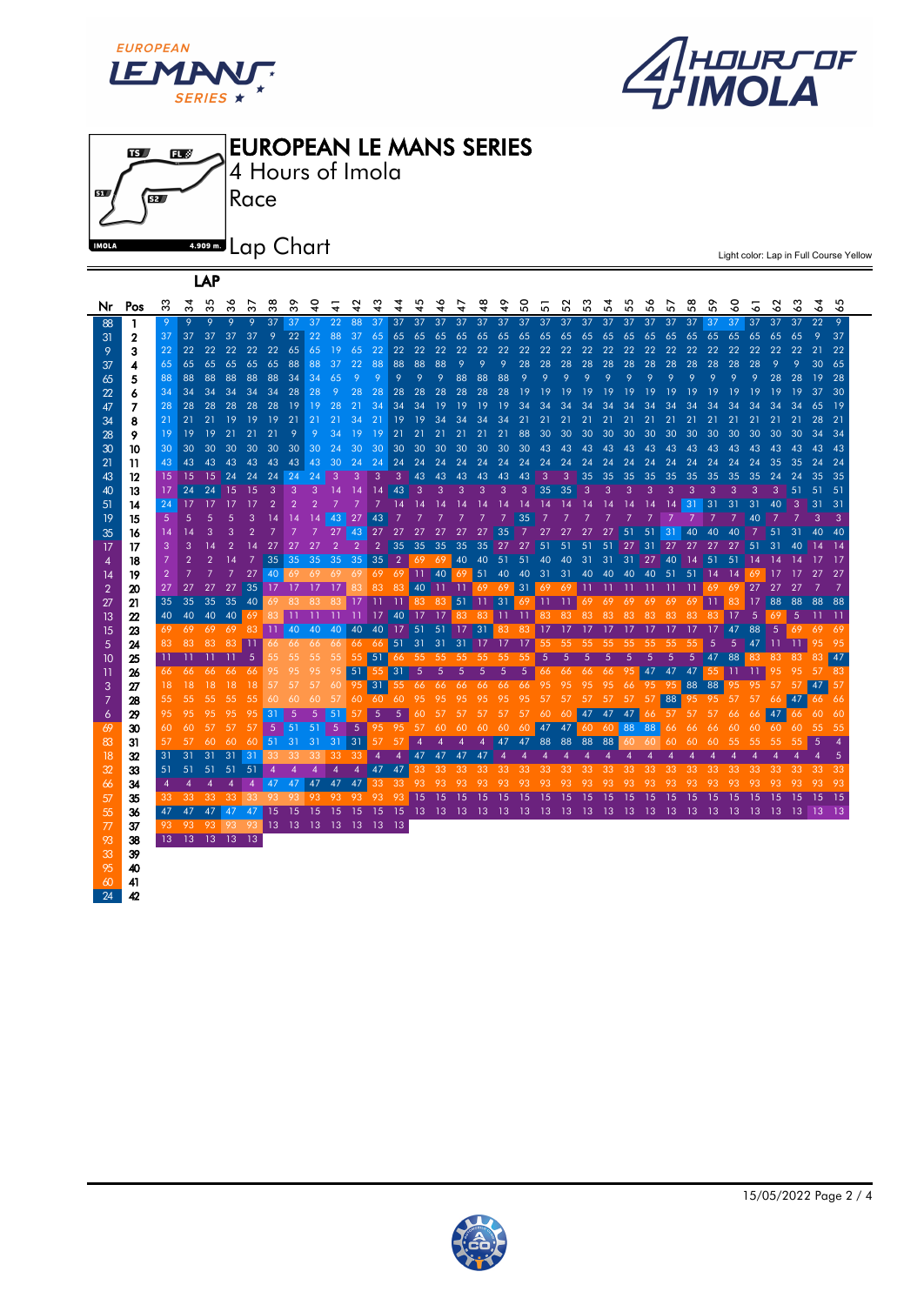# EUROPEAN LE MANS SERIES

4 Hours of Imola

Race

Lap Chart

Light color: Lap in Full Course Yellow

| Nr | Pos | 33 | 34 | 35 | 36 | 37 | 38 | 39 | 40 | 41 | 42 | 43 | 44 | 45 | 46 | 47 | 48 | 49 | 50 | 51 | 52 | 53 | 54 | 55 | 56 | 57 | 58 | 59 | 60 | 61 | 62 | 63 | 64 | 65 |
|---|---|---|---|---|---|---|---|---|---|---|---|---|---|---|---|---|---|---|---|---|---|---|---|---|---|---|---|---|---|---|---|---|---|---|
| 88 | 1 | 9 | 9 | 9 | 9 | 37 | 37 | 37 | 37 | 22 | 88 | 37 | 37 | 37 | 37 | 37 | 37 | 37 | 37 | 37 | 37 | 37 | 37 | 37 | 37 | 37 | 37 | 37 | 37 | 37 | 37 | 37 | 22 | 9 |
| 31 | 2 | 37 | 37 | 37 | 37 | 37 | 9 | 22 | 22 | 88 | 37 | 65 | 65 | 65 | 65 | 65 | 65 | 65 | 65 | 65 | 65 | 65 | 65 | 65 | 65 | 65 | 65 | 65 | 65 | 65 | 65 | 65 | 9 | 37 |
| 9 | 3 | 22 | 22 | 22 | 22 | 22 | 65 | 65 | 19 | 65 | 22 | 22 | 22 | 22 | 22 | 22 | 22 | 22 | 22 | 22 | 22 | 22 | 22 | 22 | 22 | 22 | 22 | 22 | 22 | 22 | 22 | 22 | 21 | 22 |
| 37 | 4 | 65 | 65 | 65 | 65 | 65 | 65 | 88 | 88 | 37 | 22 | 88 | 88 | 88 | 88 | 9 | 9 | 9 | 28 | 28 | 28 | 28 | 28 | 28 | 28 | 28 | 28 | 28 | 28 | 28 | 9 | 9 | 30 | 65 |
| 65 | 5 | 88 | 88 | 88 | 88 | 88 | 88 | 34 | 34 | 65 | 9 | 9 | 9 | 9 | 9 | 88 | 88 | 88 | 9 | 9 | 9 | 9 | 9 | 9 | 9 | 9 | 9 | 9 | 9 | 9 | 28 | 28 | 19 | 28 |
| 22 | 6 | 34 | 34 | 34 | 34 | 34 | 28 | 28 | 28 | 9 | 28 | 28 | 28 | 28 | 28 | 28 | 28 | 28 | 19 | 19 | 19 | 19 | 19 | 19 | 19 | 19 | 19 | 19 | 19 | 19 | 19 | 19 | 37 | 30 |
| 47 | 7 | 28 | 28 | 28 | 28 | 28 | 28 | 19 | 19 | 28 | 21 | 34 | 34 | 34 | 19 | 19 | 19 | 19 | 34 | 34 | 34 | 34 | 34 | 34 | 34 | 34 | 34 | 34 | 34 | 34 | 34 | 34 | 65 | 19 |
| 34 | 8 | 21 | 21 | 21 | 19 | 19 | 19 | 21 | 21 | 21 | 34 | 21 | 19 | 19 | 34 | 34 | 34 | 34 | 21 | 21 | 21 | 21 | 21 | 21 | 21 | 21 | 21 | 21 | 21 | 21 | 21 | 21 | 28 | 21 |
| 28 | 9 | 19 | 19 | 19 | 21 | 21 | 21 | 9 | 9 | 34 | 19 | 19 | 21 | 21 | 21 | 21 | 21 | 21 | 88 | 30 | 30 | 30 | 30 | 30 | 30 | 30 | 30 | 30 | 30 | 30 | 30 | 30 | 34 | 34 |
| 30 | 10 | 30 | 30 | 30 | 30 | 30 | 30 | 30 | 30 | 24 | 30 | 30 | 30 | 30 | 30 | 30 | 30 | 30 | 30 | 43 | 43 | 43 | 43 | 43 | 43 | 43 | 43 | 43 | 43 | 43 | 43 | 43 | 43 | 43 |
| 21 | 11 | 43 | 43 | 43 | 43 | 43 | 43 | 43 | 43 | 30 | 24 | 24 | 24 | 24 | 24 | 24 | 24 | 24 | 24 | 24 | 24 | 24 | 24 | 24 | 24 | 24 | 24 | 24 | 24 | 24 | 35 | 35 | 24 | 24 |
| 43 | 12 | 15 | 15 | 15 | 24 | 24 | 24 | 24 | 24 | 3 | 3 | 3 | 3 | 43 | 43 | 43 | 43 | 43 | 43 | 3 | 3 | 35 | 35 | 35 | 35 | 35 | 35 | 35 | 35 | 35 | 24 | 24 | 35 | 35 |
| 40 | 13 | 17 | 24 | 24 | 15 | 15 | 3 | 3 | 3 | 14 | 14 | 14 | 43 | 3 | 3 | 3 | 3 | 3 | 3 | 35 | 35 | 3 | 3 | 3 | 3 | 3 | 3 | 3 | 3 | 3 | 3 | 51 | 51 | 51 |
| 51 | 14 | 24 | 17 | 17 | 17 | 17 | 2 | 2 | 2 | 7 | 7 | 7 | 14 | 14 | 14 | 14 | 14 | 14 | 14 | 14 | 14 | 14 | 14 | 14 | 14 | 14 | 31 | 31 | 31 | 31 | 40 | 3 | 31 | 31 |
| 19 | 15 | 5 | 5 | 5 | 5 | 3 | 14 | 14 | 14 | 43 | 27 | 43 | 7 | 7 | 7 | 7 | 7 | 7 | 35 | 7 | 7 | 7 | 7 | 7 | 7 | 7 | 7 | 7 | 7 | 40 | 7 | 7 | 3 | 3 |
| 35 | 16 | 14 | 14 | 3 | 3 | 2 | 7 | 7 | 7 | 27 | 43 | 27 | 27 | 27 | 27 | 27 | 27 | 35 | 7 | 27 | 27 | 27 | 27 | 51 | 51 | 31 | 40 | 40 | 40 | 7 | 51 | 31 | 40 | 40 |
| 17 | 17 | 3 | 3 | 14 | 2 | 14 | 27 | 27 | 27 | 2 | 2 | 2 | 35 | 35 | 35 | 35 | 35 | 27 | 27 | 51 | 51 | 51 | 51 | 27 | 31 | 27 | 27 | 27 | 27 | 51 | 31 | 40 | 14 | 14 |
| 4 | 18 | 7 | 2 | 2 | 14 | 7 | 35 | 35 | 35 | 35 | 35 | 35 | 2 | 69 | 69 | 40 | 40 | 51 | 51 | 40 | 40 | 31 | 31 | 31 | 27 | 40 | 14 | 51 | 51 | 14 | 14 | 14 | 17 | 17 |
| 14 | 19 | 2 | 7 | 7 | 7 | 27 | 40 | 69 | 69 | 69 | 69 | 69 | 69 | 11 | 40 | 69 | 51 | 40 | 40 | 31 | 31 | 40 | 40 | 40 | 40 | 51 | 51 | 14 | 14 | 69 | 17 | 17 | 27 | 27 |
| 2 | 20 | 27 | 27 | 27 | 27 | 35 | 17 | 17 | 17 | 17 | 83 | 83 | 83 | 40 | 11 | 11 | 69 | 69 | 31 | 69 | 69 | 11 | 11 | 11 | 11 | 11 | 11 | 69 | 69 | 27 | 27 | 27 | 7 | 7 |
| 27 | 21 | 35 | 35 | 35 | 35 | 40 | 69 | 83 | 83 | 83 | 17 | 11 | 11 | 83 | 83 | 51 | 11 | 31 | 69 | 11 | 11 | 69 | 69 | 69 | 69 | 69 | 69 | 11 | 83 | 17 | 88 | 88 | 88 | 88 |
| 13 | 22 | 40 | 40 | 40 | 40 | 69 | 83 | 11 | 11 | 11 | 11 | 17 | 40 | 17 | 17 | 83 | 83 | 11 | 11 | 83 | 83 | 83 | 83 | 83 | 83 | 83 | 83 | 83 | 17 | 5 | 69 | 5 | 11 | 11 |
| 15 | 23 | 69 | 69 | 69 | 69 | 83 | 11 | 40 | 40 | 40 | 40 | 40 | 17 | 51 | 51 | 17 | 31 | 83 | 83 | 17 | 17 | 17 | 17 | 17 | 17 | 17 | 17 | 17 | 47 | 88 | 5 | 69 | 69 | 69 |
| 5 | 24 | 83 | 83 | 83 | 83 | 11 | 66 | 66 | 66 | 66 | 66 | 66 | 51 | 31 | 31 | 31 | 17 | 17 | 17 | 55 | 55 | 55 | 55 | 55 | 55 | 55 | 55 | 5 | 5 | 47 | 11 | 11 | 95 | 95 |
| 10 | 25 | 11 | 11 | 11 | 11 | 5 | 55 | 55 | 55 | 55 | 55 | 51 | 66 | 55 | 55 | 55 | 55 | 55 | 55 | 5 | 5 | 5 | 5 | 5 | 5 | 5 | 5 | 47 | 88 | 83 | 83 | 83 | 83 | 47 |
| 11 | 26 | 66 | 66 | 66 | 66 | 66 | 95 | 95 | 95 | 95 | 51 | 55 | 31 | 5 | 5 | 5 | 5 | 5 | 5 | 66 | 66 | 66 | 66 | 95 | 47 | 47 | 47 | 55 | 11 | 11 | 95 | 95 | 57 | 83 |
| 3 | 27 | 18 | 18 | 18 | 18 | 18 | 57 | 57 | 57 | 60 | 95 | 31 | 55 | 66 | 66 | 66 | 66 | 66 | 66 | 95 | 95 | 95 | 95 | 66 | 95 | 95 | 88 | 88 | 95 | 95 | 57 | 57 | 47 | 57 |
| 7 | 28 | 55 | 55 | 55 | 55 | 55 | 60 | 60 | 60 | 57 | 60 | 60 | 60 | 95 | 95 | 95 | 95 | 95 | 95 | 57 | 57 | 57 | 57 | 57 | 57 | 88 | 95 | 95 | 57 | 57 | 66 | 47 | 66 | 66 |
| 6 | 29 | 95 | 95 | 95 | 95 | 95 | 31 | 5 | 5 | 51 | 57 | 5 | 5 | 60 | 57 | 57 | 57 | 57 | 57 | 60 | 60 | 47 | 47 | 47 | 66 | 57 | 57 | 57 | 66 | 66 | 47 | 66 | 60 | 60 |
| 69 | 30 | 60 | 60 | 57 | 57 | 57 | 5 | 51 | 51 | 5 | 5 | 95 | 95 | 57 | 60 | 60 | 60 | 60 | 60 | 47 | 47 | 60 | 60 | 88 | 88 | 66 | 66 | 66 | 60 | 60 | 60 | 60 | 55 | 55 |
| 83 | 31 | 57 | 57 | 60 | 60 | 60 | 51 | 31 | 31 | 31 | 31 | 57 | 57 | 4 | 4 | 4 | 4 | 47 | 47 | 88 | 88 | 88 | 88 | 60 | 60 | 60 | 60 | 60 | 55 | 55 | 55 | 55 | 5 | 4 |
| 18 | 32 | 31 | 31 | 31 | 31 | 31 | 33 | 33 | 33 | 33 | 33 | 4 | 4 | 47 | 47 | 47 | 47 | 4 | 4 | 4 | 4 | 4 | 4 | 4 | 4 | 4 | 4 | 4 | 4 | 4 | 4 | 4 | 4 | 5 |
| 32 | 33 | 51 | 51 | 51 | 51 | 51 | 4 | 4 | 4 | 4 | 4 | 47 | 47 | 33 | 33 | 33 | 33 | 33 | 33 | 33 | 33 | 33 | 33 | 33 | 33 | 33 | 33 | 33 | 33 | 33 | 33 | 33 | 33 | 33 |
| 66 | 34 | 4 | 4 | 4 | 4 | 4 | 47 | 47 | 47 | 47 | 47 | 33 | 33 | 93 | 93 | 93 | 93 | 93 | 93 | 93 | 93 | 93 | 93 | 93 | 93 | 93 | 93 | 93 | 93 | 93 | 93 | 93 | 93 | 93 |
| 57 | 35 | 33 | 33 | 33 | 33 | 33 | 93 | 93 | 93 | 93 | 93 | 93 | 93 | 15 | 15 | 15 | 15 | 15 | 15 | 15 | 15 | 15 | 15 | 15 | 15 | 15 | 15 | 15 | 15 | 15 | 15 | 15 | 15 | 15 |
| 55 | 36 | 47 | 47 | 47 | 47 | 47 | 15 | 15 | 15 | 15 | 15 | 15 | 15 | 13 | 13 | 13 | 13 | 13 | 13 | 13 | 13 | 13 | 13 | 13 | 13 | 13 | 13 | 13 | 13 | 13 | 13 | 13 | 13 | 13 |
| 77 | 37 | 93 | 93 | 93 | 93 | 93 | 13 | 13 | 13 | 13 | 13 | 13 | 13 | | | | | | | | | | | | | | | | | | | | | |
| 93 | 38 | 13 | 13 | 13 | 13 | 13 | | | | | | | | | | | | | | | | | | | | | | | | | | | | |
| 33 | 39 | | | | | | | | | | | | | | | | | | | | | | | | | | | | | | | | | |
| 95 | 40 | | | | | | | | | | | | | | | | | | | | | | | | | | | | | | | | | |
| 60 | 41 | | | | | | | | | | | | | | | | | | | | | | | | | | | | | | | | | |
| 24 | 42 | | | | | | | | | | | | | | | | | | | | | | | | | | | | | | | | | |

15/05/2022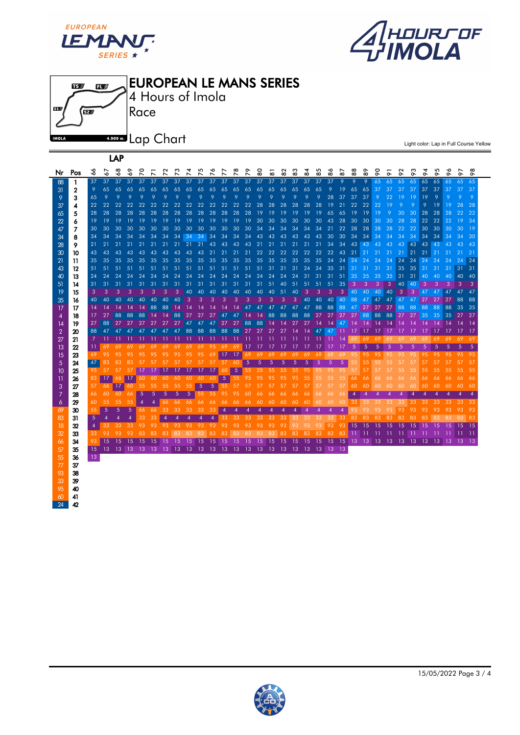# EUROPEAN LE MANS SERIES

## 4 Hours of Imola

### Race

### Lap Chart

Light color: Lap in Full Course Yellow

| Nr | Pos | 66 | 67 | 68 | 69 | 70 | 71 | 72 | 73 | 74 | 75 | 76 | 77 | 78 | 79 | 80 | 81 | 82 | 83 | 84 | 85 | 86 | 87 | 88 | 89 | 90 | 91 | 92 | 93 | 94 | 95 | 96 | 97 | 98 |
|---|---|---|---|---|---|---|---|---|---|---|---|---|---|---|---|---|---|---|---|---|---|---|---|---|---|---|---|---|---|---|---|---|---|---|
| 88 | 1 | 37 | 37 | 37 | 37 | 37 | 37 | 37 | 37 | 37 | 37 | 37 | 37 | 37 | 37 | 37 | 37 | 37 | 37 | 37 | 37 | 37 | 9 | 9 | 9 | 65 | 65 | 65 | 65 | 65 | 65 | 65 | 65 | 65 |
| 31 | 2 | 9 | 65 | 65 | 65 | 65 | 65 | 65 | 65 | 65 | 65 | 65 | 65 | 65 | 65 | 65 | 65 | 65 | 65 | 65 | 65 | 9 | 19 | 65 | 65 | 37 | 37 | 37 | 37 | 37 | 37 | 37 | 37 | 37 |
| 9 | 3 | 65 | 9 | 9 | 9 | 9 | 9 | 9 | 9 | 9 | 9 | 9 | 9 | 9 | 9 | 9 | 9 | 9 | 9 | 9 | 9 | 28 | 37 | 37 | 37 | 9 | 22 | 19 | 19 | 19 | 9 | 9 | 9 | 9 |
| 37 | 4 | 22 | 22 | 22 | 22 | 22 | 22 | 22 | 22 | 22 | 22 | 22 | 22 | 22 | 22 | 22 | 28 | 28 | 28 | 28 | 28 | 19 | 21 | 22 | 22 | 22 | 19 | 9 | 9 | 9 | 19 | 19 | 28 | 28 |
| 65 | 5 | 28 | 28 | 28 | 28 | 28 | 28 | 28 | 28 | 28 | 28 | 28 | 28 | 28 | 28 | 28 | 19 | 19 | 19 | 19 | 19 | 65 | 65 | 19 | 19 | 19 | 9 | 30 | 30 | 28 | 28 | 28 | 22 | 22 |
| 22 | 6 | 19 | 19 | 19 | 19 | 19 | 19 | 19 | 19 | 19 | 19 | 19 | 19 | 19 | 19 | 19 | 30 | 30 | 30 | 30 | 30 | 43 | 28 | 30 | 30 | 30 | 30 | 28 | 28 | 22 | 22 | 22 | 19 | 34 |
| 47 | 7 | 30 | 30 | 30 | 30 | 30 | 30 | 30 | 30 | 30 | 30 | 30 | 30 | 30 | 30 | 30 | 34 | 34 | 34 | 34 | 34 | 21 | 22 | 28 | 28 | 28 | 28 | 22 | 22 | 30 | 30 | 30 | 30 | 19 |
| 34 | 8 | 34 | 34 | 34 | 34 | 34 | 34 | 34 | 34 | 34 | 34 | 34 | 34 | 34 | 34 | 34 | 43 | 43 | 43 | 43 | 43 | 30 | 30 | 34 | 34 | 34 | 34 | 34 | 34 | 34 | 34 | 34 | 34 | 30 |
| 28 | 9 | 21 | 21 | 21 | 21 | 21 | 21 | 21 | 21 | 21 | 21 | 21 | 43 | 43 | 43 | 43 | 21 | 21 | 21 | 21 | 21 | 34 | 34 | 43 | 43 | 43 | 43 | 43 | 43 | 43 | 43 | 43 | 43 | 43 |
| 30 | 10 | 43 | 43 | 43 | 43 | 43 | 43 | 43 | 43 | 43 | 43 | 43 | 21 | 21 | 21 | 21 | 22 | 22 | 22 | 22 | 22 | 22 | 43 | 21 | 21 | 21 | 21 | 21 | 21 | 21 | 21 | 21 | 21 | 21 |
| 21 | 11 | 35 | 35 | 35 | 35 | 35 | 35 | 35 | 35 | 35 | 35 | 35 | 35 | 35 | 35 | 35 | 35 | 35 | 35 | 35 | 35 | 24 | 24 | 24 | 24 | 24 | 24 | 24 | 24 | 24 | 24 | 24 | 24 | 24 |
| 43 | 12 | 51 | 51 | 51 | 51 | 51 | 51 | 51 | 51 | 51 | 51 | 51 | 51 | 51 | 51 | 51 | 31 | 31 | 31 | 24 | 24 | 35 | 31 | 31 | 31 | 31 | 31 | 35 | 35 | 31 | 31 | 31 | 31 | 31 |
| 40 | 13 | 24 | 24 | 24 | 24 | 24 | 24 | 24 | 24 | 24 | 24 | 24 | 24 | 24 | 24 | 24 | 24 | 24 | 24 | 31 | 31 | 31 | 51 | 35 | 35 | 35 | 35 | 31 | 31 | 40 | 40 | 40 | 40 | 40 |
| 51 | 14 | 31 | 31 | 31 | 31 | 31 | 31 | 31 | 31 | 31 | 31 | 31 | 31 | 31 | 31 | 31 | 51 | 40 | 51 | 51 | 51 | 51 | 35 | 3 | 3 | 3 | 3 | 40 | 40 | 3 | 3 | 3 | 3 | 3 |
| 19 | 15 | 3 | 3 | 3 | 3 | 3 | 3 | 3 | 3 | 3 | 40 | 40 | 40 | 40 | 40 | 40 | 40 | 51 | 40 | 3 | 3 | 3 | 3 | 40 | 40 | 40 | 40 | 3 | 3 | 47 | 47 | 47 | 47 | 47 |
| 35 | 16 | 40 | 40 | 40 | 40 | 40 | 40 | 40 | 40 | 40 | 3 | 3 | 3 | 3 | 3 | 3 | 3 | 3 | 3 | 40 | 40 | 40 | 40 | 88 | 47 | 47 | 47 | 47 | 47 | 27 | 27 | 27 | 88 | 88 |
| 17 | 17 | 14 | 14 | 14 | 14 | 14 | 88 | 88 | 14 | 14 | 14 | 14 | 14 | 14 | 47 | 47 | 47 | 47 | 47 | 47 | 88 | 88 | 88 | 47 | 27 | 27 | 27 | 88 | 88 | 88 | 88 | 88 | 35 | 35 |
| 4 | 18 | 17 | 27 | 88 | 88 | 88 | 14 | 14 | 88 | 27 | 27 | 27 | 47 | 47 | 14 | 14 | 88 | 88 | 88 | 88 | 27 | 27 | 27 | 27 | 88 | 88 | 88 | 27 | 27 | 35 | 35 | 35 | 27 | 27 |
| 14 | 19 | 27 | 88 | 27 | 27 | 27 | 27 | 27 | 27 | 47 | 47 | 47 | 27 | 27 | 88 | 88 | 14 | 14 | 27 | 27 | 14 | 14 | 47 | 14 | 14 | 14 | 14 | 14 | 14 | 14 | 14 | 14 | 14 | 14 |
| 2 | 20 | 88 | 47 | 47 | 47 | 47 | 47 | 47 | 47 | 88 | 88 | 88 | 88 | 88 | 27 | 27 | 27 | 27 | 14 | 14 | 47 | 47 | 11 | 17 | 17 | 17 | 17 | 17 | 17 | 17 | 17 | 17 | 17 | 17 |
| 27 | 21 | 7 | 11 | 11 | 11 | 11 | 11 | 11 | 11 | 11 | 11 | 11 | 11 | 11 | 11 | 11 | 11 | 11 | 11 | 11 | 11 | 11 | 14 | 69 | 69 | 69 | 69 | 69 | 69 | 69 | 69 | 69 | 69 | 69 |
| 13 | 22 | 11 | 69 | 69 | 69 | 69 | 69 | 69 | 69 | 69 | 69 | 95 | 69 | 69 | 17 | 17 | 17 | 17 | 17 | 17 | 17 | 17 | 17 | 5 | 5 | 5 | 5 | 5 | 5 | 5 | 5 | 5 | 5 | 5 |
| 15 | 23 | 69 | 95 | 95 | 95 | 95 | 95 | 95 | 95 | 95 | 95 | 69 | 17 | 17 | 69 | 69 | 69 | 69 | 69 | 69 | 69 | 69 | 69 | 95 | 95 | 95 | 95 | 95 | 95 | 95 | 95 | 95 | 95 | 95 |
| 5 | 24 | 47 | 83 | 83 | 83 | 57 | 57 | 57 | 57 | 57 | 57 | 57 | 57 | 60 | 5 | 5 | 5 | 5 | 5 | 5 | 5 | 5 | 5 | 55 | 55 | 55 | 55 | 57 | 57 | 57 | 57 | 57 | 57 | 57 |
| 10 | 25 | 95 | 57 | 57 | 57 | 17 | 17 | 17 | 17 | 17 | 17 | 17 | 60 | 5 | 55 | 55 | 55 | 55 | 55 | 55 | 95 | 95 | 95 | 57 | 57 | 57 | 57 | 55 | 55 | 55 | 55 | 55 | 55 | 55 |
| 11 | 26 | 83 | 17 | 66 | 17 | 60 | 60 | 60 | 60 | 60 | 60 | 60 | 5 | 55 | 95 | 95 | 95 | 95 | 95 | 95 | 55 | 55 | 55 | 66 | 66 | 66 | 66 | 66 | 66 | 66 | 66 | 66 | 66 | 66 |
| 3 | 27 | 57 | 66 | 17 | 60 | 55 | 55 | 55 | 55 | 55 | 5 | 5 | 55 | 57 | 57 | 57 | 57 | 57 | 57 | 57 | 57 | 57 | 57 | 60 | 60 | 60 | 60 | 60 | 60 | 60 | 60 | 60 | 60 | 60 |
| 7 | 28 | 66 | 60 | 60 | 66 | 5 | 5 | 5 | 5 | 5 | 55 | 55 | 95 | 95 | 60 | 66 | 66 | 66 | 66 | 66 | 66 | 66 | 66 | 4 | 4 | 4 | 4 | 4 | 4 | 4 | 4 | 4 | 4 | 4 |
| 6 | 29 | 60 | 55 | 55 | 55 | 4 | 4 | 66 | 66 | 66 | 66 | 66 | 66 | 66 | 66 | 60 | 60 | 60 | 60 | 60 | 60 | 60 | 60 | 33 | 33 | 33 | 33 | 33 | 33 | 33 | 33 | 33 | 33 | 33 |
| 69 | 30 | 55 | 5 | 5 | 5 | 66 | 66 | 33 | 33 | 33 | 33 | 33 | 33 | 4 | 4 | 4 | 4 | 4 | 4 | 4 | 4 | 4 | 4 | 93 | 93 | 93 | 93 | 93 | 93 | 93 | 93 | 93 | 93 | 93 |
| 83 | 31 | 5 | 4 | 4 | 4 | 33 | 33 | 4 | 4 | 4 | 4 | 4 | 4 | 33 | 33 | 33 | 33 | 33 | 33 | 33 | 33 | 33 | 33 | 83 | 83 | 83 | 83 | 83 | 83 | 83 | 83 | 83 | 83 | 83 |
| 18 | 32 | 4 | 33 | 33 | 33 | 93 | 93 | 93 | 93 | 93 | 93 | 93 | 93 | 93 | 93 | 93 | 93 | 93 | 93 | 93 | 93 | 93 | 93 | 15 | 15 | 15 | 15 | 15 | 15 | 15 | 15 | 15 | 15 | 15 |
| 32 | 33 | 33 | 93 | 93 | 93 | 83 | 83 | 83 | 83 | 83 | 83 | 83 | 83 | 83 | 83 | 83 | 83 | 83 | 83 | 83 | 83 | 83 | 83 | 11 | 11 | 11 | 11 | 11 | 11 | 11 | 11 | 11 | 11 | 11 |
| 66 | 34 | 93 | 15 | 15 | 15 | 15 | 15 | 15 | 15 | 15 | 15 | 15 | 15 | 15 | 15 | 15 | 15 | 15 | 15 | 15 | 15 | 15 | 15 | 13 | 13 | 13 | 13 | 13 | 13 | 13 | 13 | 13 | 13 | 13 |
| 57 | 35 | 15 | 13 | 13 | 13 | 13 | 13 | 13 | 13 | 13 | 13 | 13 | 13 | 13 | 13 | 13 | 13 | 13 | 13 | 13 | 13 | 13 | 13 | | | | | | | | | | | |
| 55 | 36 | 13 | | | | | | | | | | | | | | | | | | | | | | | | | | | | | | | | |
| 77 | 37 | | | | | | | | | | | | | | | | | | | | | | | | | | | | | | | | | |
| 93 | 38 | | | | | | | | | | | | | | | | | | | | | | | | | | | | | | | | | |
| 33 | 39 | | | | | | | | | | | | | | | | | | | | | | | | | | | | | | | | | |
| 95 | 40 | | | | | | | | | | | | | | | | | | | | | | | | | | | | | | | | | |
| 60 | 41 | | | | | | | | | | | | | | | | | | | | | | | | | | | | | | | | | |
| 24 | 42 | | | | | | | | | | | | | | | | | | | | | | | | | | | | | | | | | |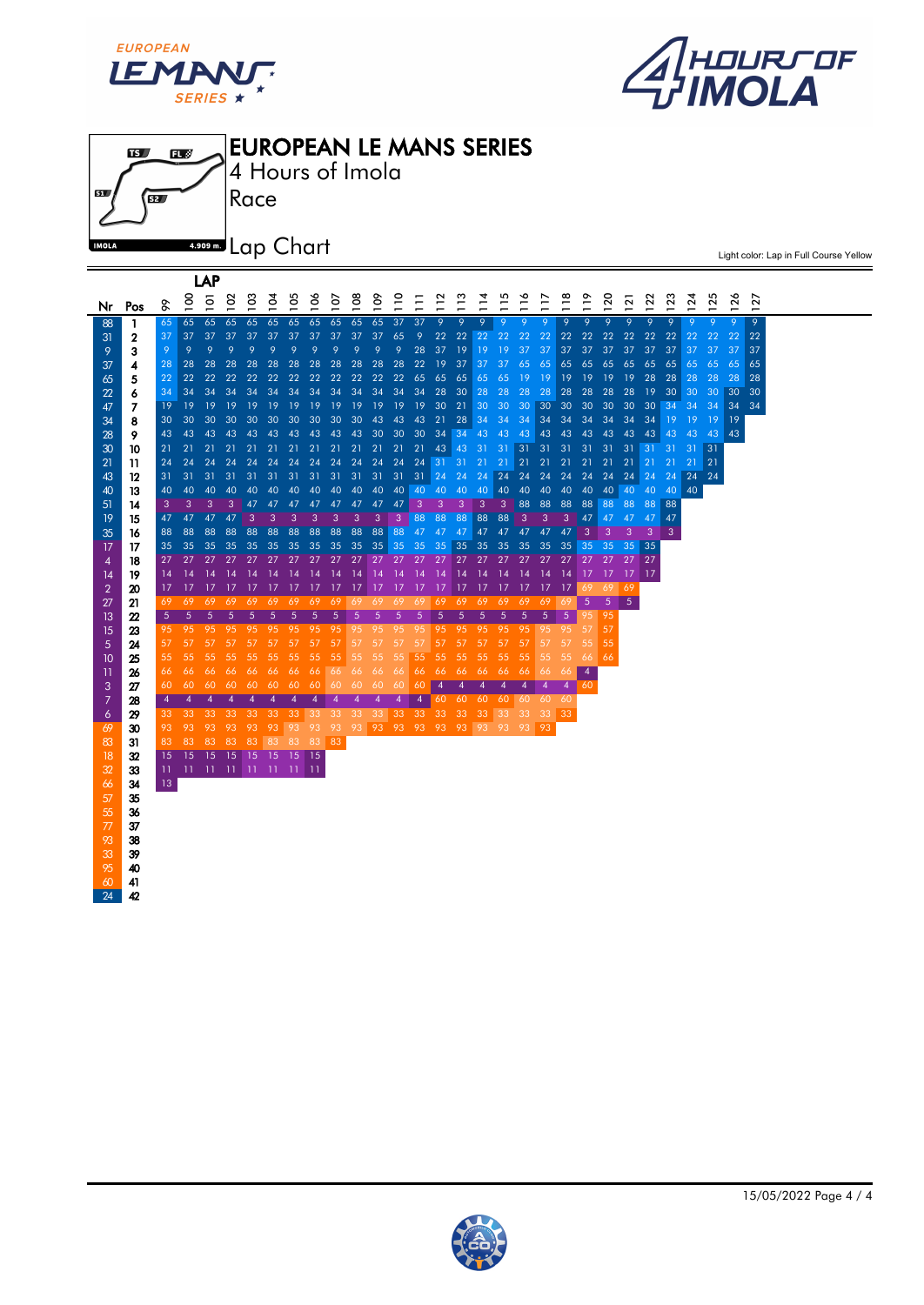# EUROPEAN LE MANS SERIES

4 Hours of Imola

Race

IMOLA 4.909 m.

## Lap Chart

Light color: Lap in Full Course Yellow

| Nr | Pos | 99 | 100 | 101 | 102 | 103 | 104 | 105 | 106 | 107 | 108 | 109 | 110 | 111 | 112 | 113 | 114 | 115 | 116 | 117 | 118 | 119 | 120 | 121 | 122 | 123 | 124 | 125 | 126 | 127 |
|---|---|---|---|---|---|---|---|---|---|---|---|---|---|---|---|---|---|---|---|---|---|---|---|---|---|---|---|---|---|---|
| 88 | 1 | 65 | 65 | 65 | 65 | 65 | 65 | 65 | 65 | 65 | 65 | 65 | 37 | 37 | 9 | 9 | 9 | 9 | 9 | 9 | 9 | 9 | 9 | 9 | 9 | 9 | 9 | 9 | 9 | 9 |
| 31 | 2 | 37 | 37 | 37 | 37 | 37 | 37 | 37 | 37 | 37 | 37 | 37 | 65 | 9 | 22 | 22 | 22 | 22 | 22 | 22 | 22 | 22 | 22 | 22 | 22 | 22 | 22 | 22 | 22 | 22 |
| 9 | 3 | 9 | 9 | 9 | 9 | 9 | 9 | 9 | 9 | 9 | 9 | 9 | 9 | 28 | 37 | 19 | 19 | 19 | 37 | 37 | 37 | 37 | 37 | 37 | 37 | 37 | 37 | 37 | 37 | 37 |
| 37 | 4 | 28 | 28 | 28 | 28 | 28 | 28 | 28 | 28 | 28 | 28 | 28 | 28 | 22 | 19 | 37 | 37 | 37 | 65 | 65 | 65 | 65 | 65 | 65 | 65 | 65 | 65 | 65 | 65 | 65 |
| 65 | 5 | 22 | 22 | 22 | 22 | 22 | 22 | 22 | 22 | 22 | 22 | 22 | 22 | 65 | 65 | 65 | 65 | 65 | 19 | 19 | 19 | 19 | 19 | 19 | 28 | 28 | 28 | 28 | 28 | 28 |
| 22 | 6 | 34 | 34 | 34 | 34 | 34 | 34 | 34 | 34 | 34 | 34 | 34 | 34 | 34 | 28 | 30 | 28 | 28 | 28 | 28 | 28 | 28 | 28 | 28 | 19 | 30 | 30 | 30 | 30 | 30 |
| 47 | 7 | 19 | 19 | 19 | 19 | 19 | 19 | 19 | 19 | 19 | 19 | 19 | 19 | 19 | 30 | 21 | 30 | 30 | 30 | 30 | 30 | 30 | 30 | 30 | 30 | 34 | 34 | 34 | 34 | 34 |
| 34 | 8 | 30 | 30 | 30 | 30 | 30 | 30 | 30 | 30 | 30 | 30 | 43 | 43 | 43 | 21 | 28 | 34 | 34 | 34 | 34 | 34 | 34 | 34 | 34 | 34 | 19 | 19 | 19 | 19 | |
| 28 | 9 | 43 | 43 | 43 | 43 | 43 | 43 | 43 | 43 | 43 | 43 | 30 | 30 | 30 | 34 | 34 | 43 | 43 | 43 | 43 | 43 | 43 | 43 | 43 | 43 | 43 | 43 | 43 | 43 | |
| 30 | 10 | 21 | 21 | 21 | 21 | 21 | 21 | 21 | 21 | 21 | 21 | 21 | 21 | 21 | 43 | 43 | 31 | 31 | 31 | 31 | 31 | 31 | 31 | 31 | 31 | 31 | 31 | 31 | | |
| 21 | 11 | 24 | 24 | 24 | 24 | 24 | 24 | 24 | 24 | 24 | 24 | 24 | 24 | 24 | 31 | 31 | 21 | 21 | 21 | 21 | 21 | 21 | 21 | 21 | 21 | 21 | 21 | 21 | | |
| 43 | 12 | 31 | 31 | 31 | 31 | 31 | 31 | 31 | 31 | 31 | 31 | 31 | 31 | 31 | 24 | 24 | 24 | 24 | 24 | 24 | 24 | 24 | 24 | 24 | 24 | 24 | 24 | | | |
| 40 | 13 | 40 | 40 | 40 | 40 | 40 | 40 | 40 | 40 | 40 | 40 | 40 | 40 | 40 | 40 | 40 | 40 | 40 | 40 | 40 | 40 | 40 | 40 | 40 | 40 | 40 | | | | |
| 51 | 14 | 3 | 3 | 3 | 3 | 47 | 47 | 47 | 47 | 47 | 47 | 47 | 47 | 3 | 3 | 3 | 3 | 3 | 88 | 88 | 88 | 88 | 88 | 88 | 88 | 88 | | | | |
| 19 | 15 | 47 | 47 | 47 | 47 | 3 | 3 | 3 | 3 | 3 | 3 | 3 | 3 | 88 | 88 | 88 | 88 | 88 | 3 | 3 | 3 | 47 | 47 | 47 | 47 | 47 | | | | |
| 35 | 16 | 88 | 88 | 88 | 88 | 88 | 88 | 88 | 88 | 88 | 88 | 88 | 88 | 47 | 47 | 47 | 47 | 47 | 47 | 47 | 47 | 3 | 3 | 3 | 3 | 3 | | | | |
| 17 | 17 | 35 | 35 | 35 | 35 | 35 | 35 | 35 | 35 | 35 | 35 | 35 | 35 | 35 | 35 | 35 | 35 | 35 | 35 | 35 | 35 | 35 | 35 | 35 | 35 | | | | | |
| 4 | 18 | 27 | 27 | 27 | 27 | 27 | 27 | 27 | 27 | 27 | 27 | 27 | 27 | 27 | 27 | 27 | 27 | 27 | 27 | 27 | 27 | 27 | 27 | 27 | 27 | | | | | |
| 14 | 19 | 14 | 14 | 14 | 14 | 14 | 14 | 14 | 14 | 14 | 14 | 14 | 14 | 14 | 14 | 14 | 14 | 14 | 14 | 14 | 14 | 17 | 17 | 17 | 17 | | | | | |
| 2 | 20 | 17 | 17 | 17 | 17 | 17 | 17 | 17 | 17 | 17 | 17 | 17 | 17 | 17 | 17 | 17 | 17 | 17 | 17 | 17 | 17 | 69 | 69 | 69 | | | | | | |
| 27 | 21 | 69 | 69 | 69 | 69 | 69 | 69 | 69 | 69 | 69 | 69 | 69 | 69 | 69 | 69 | 69 | 69 | 69 | 69 | 69 | 69 | 5 | 5 | 5 | | | | | | |
| 13 | 22 | 5 | 5 | 5 | 5 | 5 | 5 | 5 | 5 | 5 | 5 | 5 | 5 | 5 | 5 | 5 | 5 | 5 | 5 | 5 | 5 | 95 | 95 | | | | | | | |
| 15 | 23 | 95 | 95 | 95 | 95 | 95 | 95 | 95 | 95 | 95 | 95 | 95 | 95 | 95 | 95 | 95 | 95 | 95 | 95 | 95 | 95 | 57 | 57 | | | | | | | |
| 5 | 24 | 57 | 57 | 57 | 57 | 57 | 57 | 57 | 57 | 57 | 57 | 57 | 57 | 57 | 57 | 57 | 57 | 57 | 57 | 57 | 57 | 55 | 55 | | | | | | | |
| 10 | 25 | 55 | 55 | 55 | 55 | 55 | 55 | 55 | 55 | 55 | 55 | 55 | 55 | 55 | 55 | 55 | 55 | 55 | 55 | 55 | 55 | 66 | 66 | | | | | | | |
| 11 | 26 | 66 | 66 | 66 | 66 | 66 | 66 | 66 | 66 | 66 | 66 | 66 | 66 | 66 | 66 | 66 | 66 | 66 | 66 | 66 | 66 | 4 | | | | | | | | |
| 3 | 27 | 60 | 60 | 60 | 60 | 60 | 60 | 60 | 60 | 60 | 60 | 60 | 60 | 60 | 4 | 4 | 4 | 4 | 4 | 4 | 4 | 60 | | | | | | | | |
| 7 | 28 | 4 | 4 | 4 | 4 | 4 | 4 | 4 | 4 | 4 | 4 | 4 | 4 | 4 | 60 | 60 | 60 | 60 | 60 | 60 | 60 | | | | | | | | | |
| 6 | 29 | 33 | 33 | 33 | 33 | 33 | 33 | 33 | 33 | 33 | 33 | 33 | 33 | 33 | 33 | 33 | 33 | 33 | 33 | 33 | 33 | | | | | | | | | |
| 69 | 30 | 93 | 93 | 93 | 93 | 93 | 93 | 93 | 93 | 93 | 93 | 93 | 93 | 93 | 93 | 93 | 93 | 93 | 93 | 93 | | | | | | | | | | |
| 83 | 31 | 83 | 83 | 83 | 83 | 83 | 83 | 83 | 83 | 83 | | | | | | | | | | | | | | | | | | | | |
| 18 | 32 | 15 | 15 | 15 | 15 | 15 | 15 | 15 | 15 | | | | | | | | | | | | | | | | | | | | | |
| 32 | 33 | 11 | 11 | 11 | 11 | 11 | 11 | 11 | 11 | | | | | | | | | | | | | | | | | | | | | |
| 66 | 34 | 13 | | | | | | | | | | | | | | | | | | | | | | | | | | | | |
| 57 | 35 | | | | | | | | | | | | | | | | | | | | | | | | | | | | | |
| 55 | 36 | | | | | | | | | | | | | | | | | | | | | | | | | | | | | |
| 77 | 37 | | | | | | | | | | | | | | | | | | | | | | | | | | | | | |
| 93 | 38 | | | | | | | | | | | | | | | | | | | | | | | | | | | | | |
| 33 | 39 | | | | | | | | | | | | | | | | | | | | | | | | | | | | | |
| 95 | 40 | | | | | | | | | | | | | | | | | | | | | | | | | | | | | |
| 60 | 41 | | | | | | | | | | | | | | | | | | | | | | | | | | | | | |
| 24 | 42 | | | | | | | | | | | | | | | | | | | | | | | | | | | | | |

15/05/2022